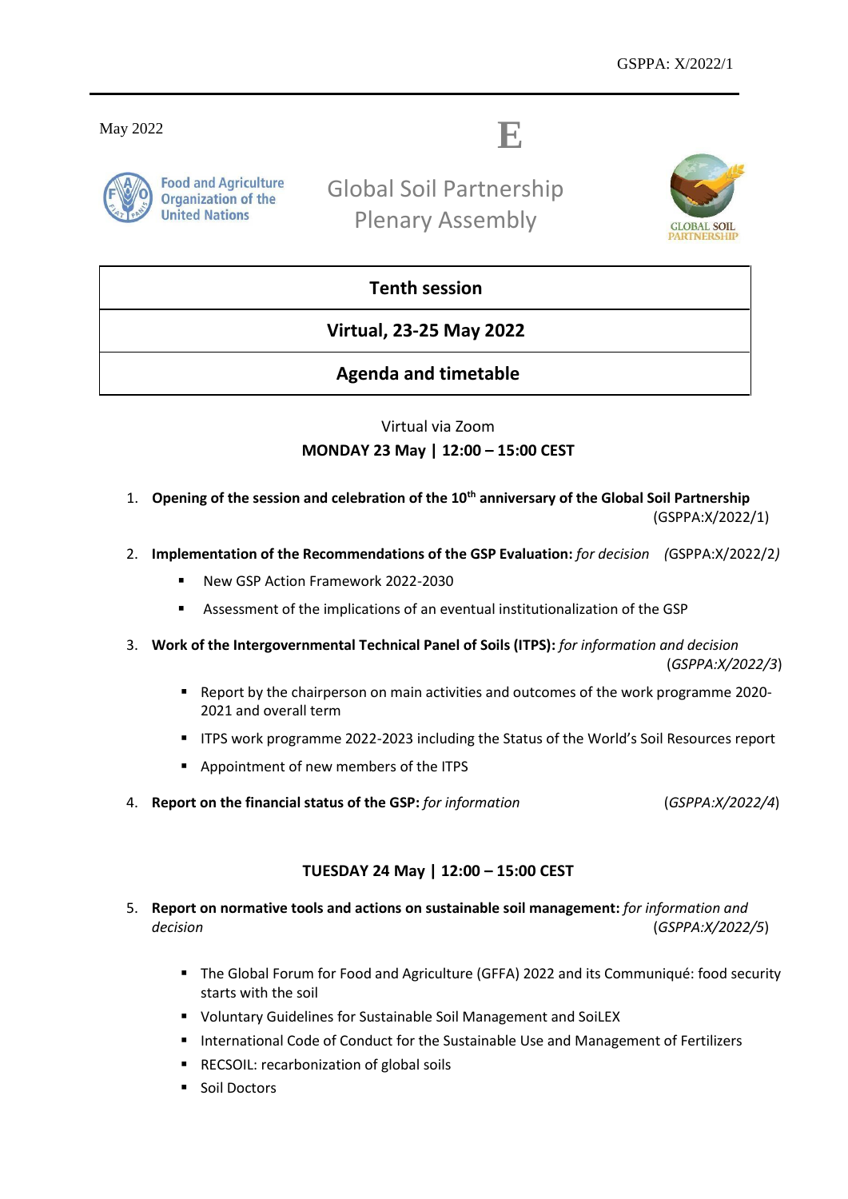May 2022

**E**

Food and Agriculture Organization of the United Nations

# Global Soil Partnership Plenary Assembly

GLOBAL SOIL PARTNERSHIP

| **Tenth session** |
|---|
| **Virtual, 23-25 May 2022** |
| **Agenda and timetable** |

Virtual via Zoom

**MONDAY 23 May | 12:00 – 15:00 CEST**

1. **Opening of the session and celebration of the 10th anniversary of the Global Soil Partnership** (GSPPA:X/2022/1)

2. **Implementation of the Recommendations of the GSP Evaluation:** *for decision* (GSPPA:X/2022/2)
   - New GSP Action Framework 2022-2030
   - Assessment of the implications of an eventual institutionalization of the GSP

3. **Work of the Intergovernmental Technical Panel of Soils (ITPS):** *for information and decision* (*GSPPA:X/2022/3*)
   - Report by the chairperson on main activities and outcomes of the work programme 2020-2021 and overall term
   - ITPS work programme 2022-2023 including the Status of the World's Soil Resources report
   - Appointment of new members of the ITPS

4. **Report on the financial status of the GSP:** *for information* (*GSPPA:X/2022/4*)

**TUESDAY 24 May | 12:00 – 15:00 CEST**

5. **Report on normative tools and actions on sustainable soil management:** *for information and decision* (*GSPPA:X/2022/5*)
   - The Global Forum for Food and Agriculture (GFFA) 2022 and its Communiqué: food security starts with the soil
   - Voluntary Guidelines for Sustainable Soil Management and SoiLEX
   - International Code of Conduct for the Sustainable Use and Management of Fertilizers
   - RECSOIL: recarbonization of global soils
   - Soil Doctors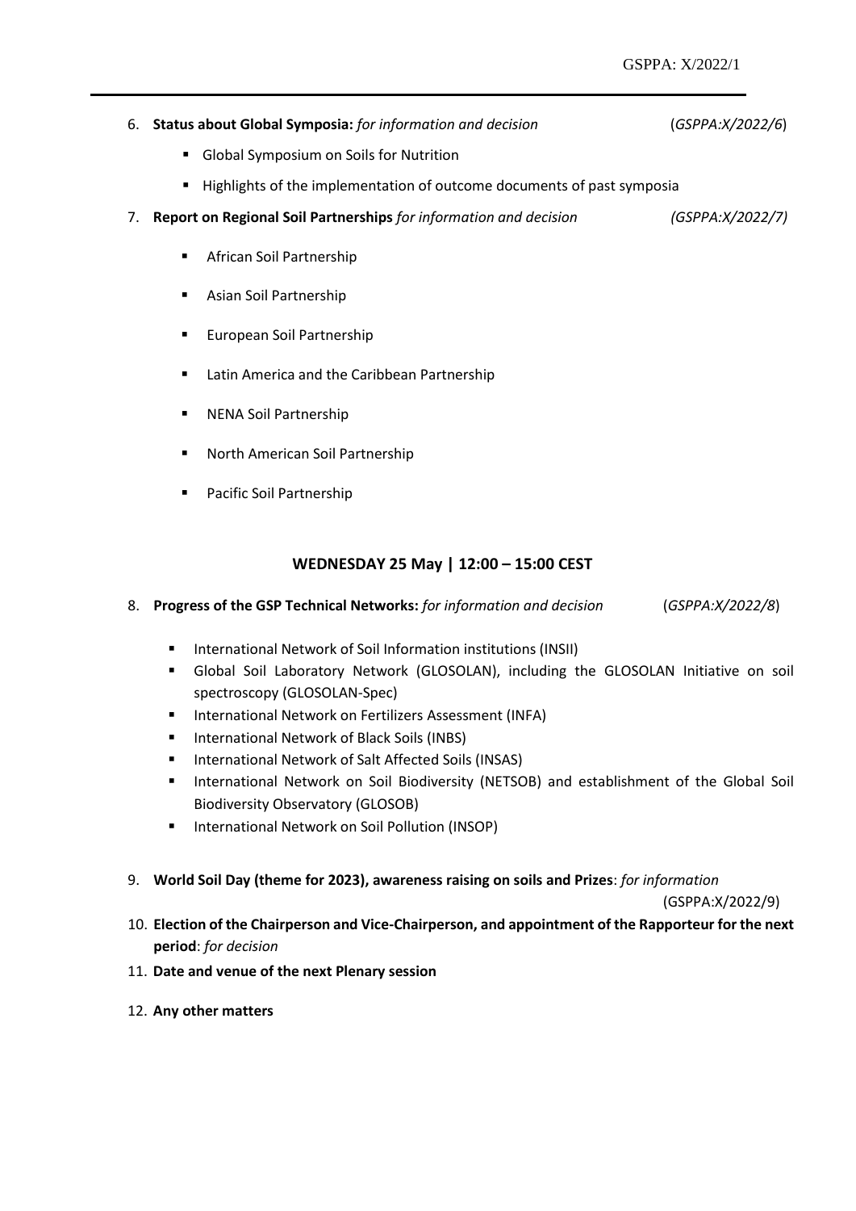6. **Status about Global Symposia:** *for information and decision* (*GSPPA:X/2022/6*)
   - Global Symposium on Soils for Nutrition
   - Highlights of the implementation of outcome documents of past symposia
7. **Report on Regional Soil Partnerships** *for information and decision* *(GSPPA:X/2022/7)*
   - African Soil Partnership
   - Asian Soil Partnership
   - European Soil Partnership
   - Latin America and the Caribbean Partnership
   - NENA Soil Partnership
   - North American Soil Partnership
   - Pacific Soil Partnership

**WEDNESDAY 25 May | 12:00 – 15:00 CEST**

8. **Progress of the GSP Technical Networks:** *for information and decision* (*GSPPA:X/2022/8*)
   - International Network of Soil Information institutions (INSII)
   - Global Soil Laboratory Network (GLOSOLAN), including the GLOSOLAN Initiative on soil spectroscopy (GLOSOLAN-Spec)
   - International Network on Fertilizers Assessment (INFA)
   - International Network of Black Soils (INBS)
   - International Network of Salt Affected Soils (INSAS)
   - International Network on Soil Biodiversity (NETSOB) and establishment of the Global Soil Biodiversity Observatory (GLOSOB)
   - International Network on Soil Pollution (INSOP)
9. **World Soil Day (theme for 2023), awareness raising on soils and Prizes**: *for information* (GSPPA:X/2022/9)
10. **Election of the Chairperson and Vice-Chairperson, and appointment of the Rapporteur for the next period**: *for decision*
11. **Date and venue of the next Plenary session**
12. **Any other matters**